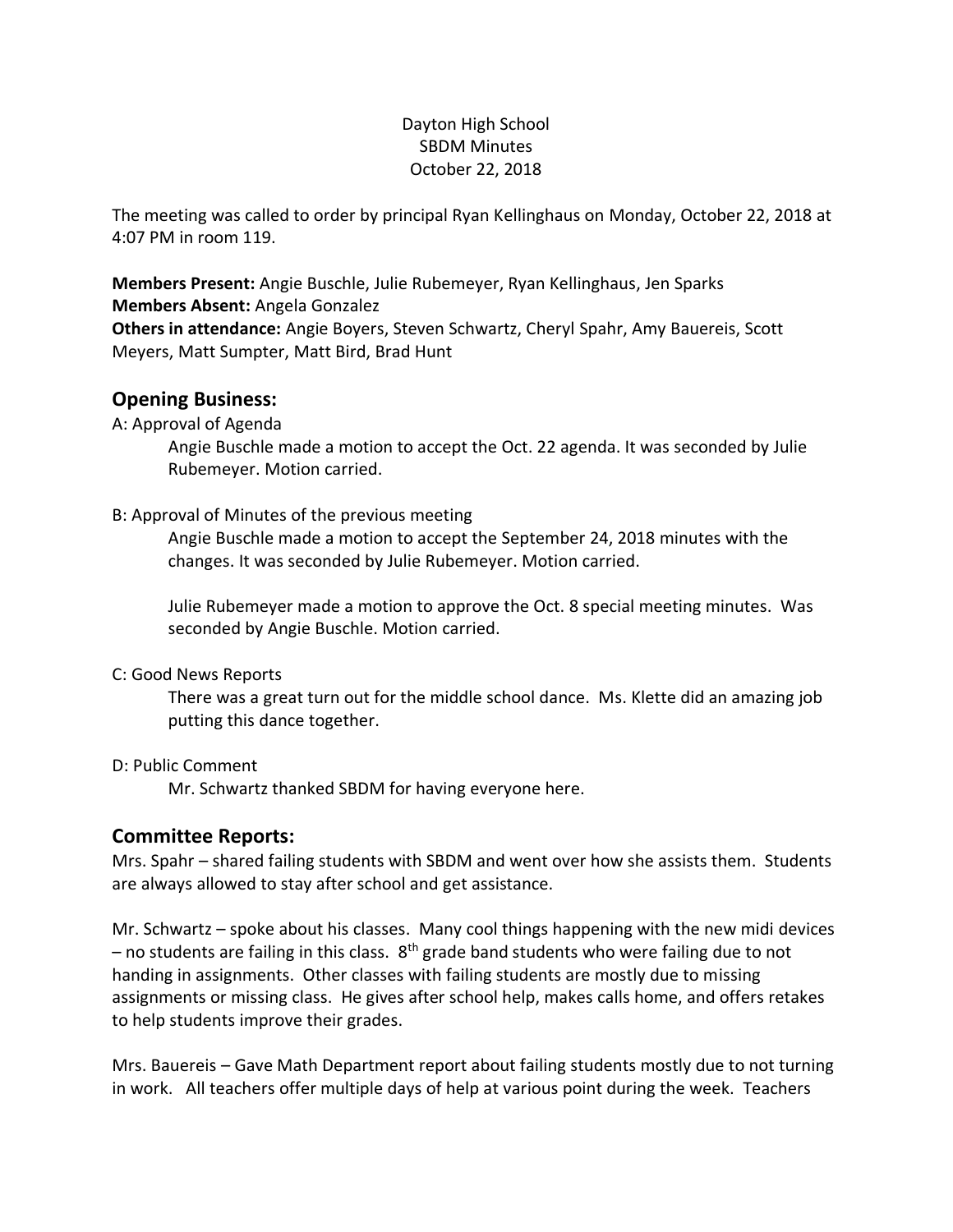Dayton High School
SBDM Minutes
October 22, 2018

The meeting was called to order by principal Ryan Kellinghaus on Monday, October 22, 2018 at 4:07 PM in room 119.

**Members Present:** Angie Buschle, Julie Rubemeyer, Ryan Kellinghaus, Jen Sparks
**Members Absent:** Angela Gonzalez
**Others in attendance:** Angie Boyers, Steven Schwartz, Cheryl Spahr, Amy Bauereis, Scott Meyers, Matt Sumpter, Matt Bird, Brad Hunt

## Opening Business:

A: Approval of Agenda

Angie Buschle made a motion to accept the Oct. 22 agenda. It was seconded by Julie Rubemeyer. Motion carried.

B: Approval of Minutes of the previous meeting

Angie Buschle made a motion to accept the September 24, 2018 minutes with the changes. It was seconded by Julie Rubemeyer. Motion carried.

Julie Rubemeyer made a motion to approve the Oct. 8 special meeting minutes. Was seconded by Angie Buschle. Motion carried.

C: Good News Reports

There was a great turn out for the middle school dance. Ms. Klette did an amazing job putting this dance together.

D: Public Comment

Mr. Schwartz thanked SBDM for having everyone here.

## Committee Reports:

Mrs. Spahr – shared failing students with SBDM and went over how she assists them. Students are always allowed to stay after school and get assistance.

Mr. Schwartz – spoke about his classes. Many cool things happening with the new midi devices – no students are failing in this class. 8th grade band students who were failing due to not handing in assignments. Other classes with failing students are mostly due to missing assignments or missing class. He gives after school help, makes calls home, and offers retakes to help students improve their grades.

Mrs. Bauereis – Gave Math Department report about failing students mostly due to not turning in work. All teachers offer multiple days of help at various point during the week. Teachers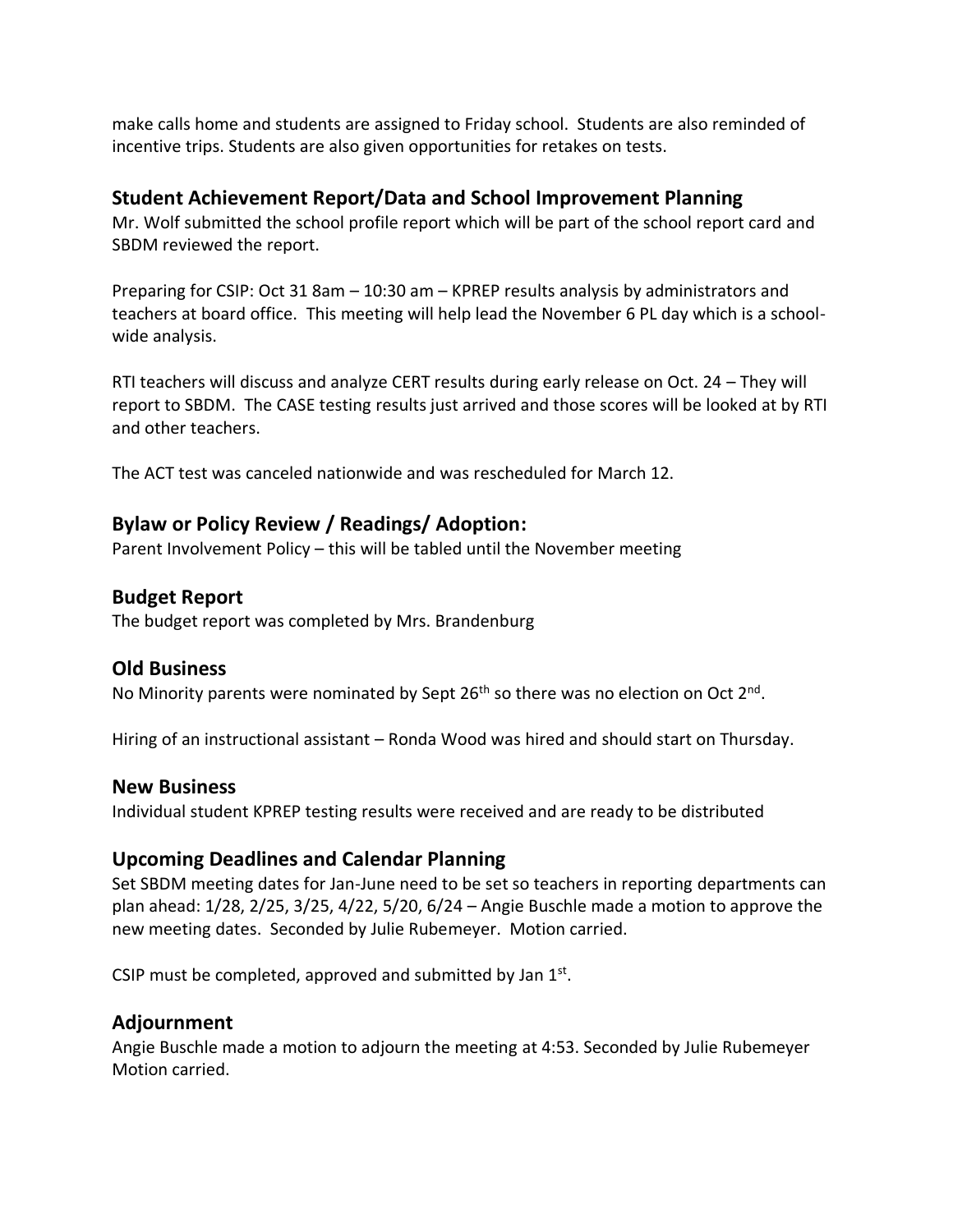make calls home and students are assigned to Friday school. Students are also reminded of incentive trips. Students are also given opportunities for retakes on tests.

## Student Achievement Report/Data and School Improvement Planning

Mr. Wolf submitted the school profile report which will be part of the school report card and SBDM reviewed the report.

Preparing for CSIP: Oct 31 8am – 10:30 am – KPREP results analysis by administrators and teachers at board office. This meeting will help lead the November 6 PL day which is a school-wide analysis.

RTI teachers will discuss and analyze CERT results during early release on Oct. 24 – They will report to SBDM. The CASE testing results just arrived and those scores will be looked at by RTI and other teachers.

The ACT test was canceled nationwide and was rescheduled for March 12.

## Bylaw or Policy Review / Readings/ Adoption:

Parent Involvement Policy – this will be tabled until the November meeting

## Budget Report

The budget report was completed by Mrs. Brandenburg

## Old Business

No Minority parents were nominated by Sept 26th so there was no election on Oct 2nd.

Hiring of an instructional assistant – Ronda Wood was hired and should start on Thursday.

## New Business

Individual student KPREP testing results were received and are ready to be distributed

## Upcoming Deadlines and Calendar Planning

Set SBDM meeting dates for Jan-June need to be set so teachers in reporting departments can plan ahead: 1/28, 2/25, 3/25, 4/22, 5/20, 6/24 – Angie Buschle made a motion to approve the new meeting dates. Seconded by Julie Rubemeyer. Motion carried.

CSIP must be completed, approved and submitted by Jan 1st.

## Adjournment

Angie Buschle made a motion to adjourn the meeting at 4:53. Seconded by Julie Rubemeyer Motion carried.